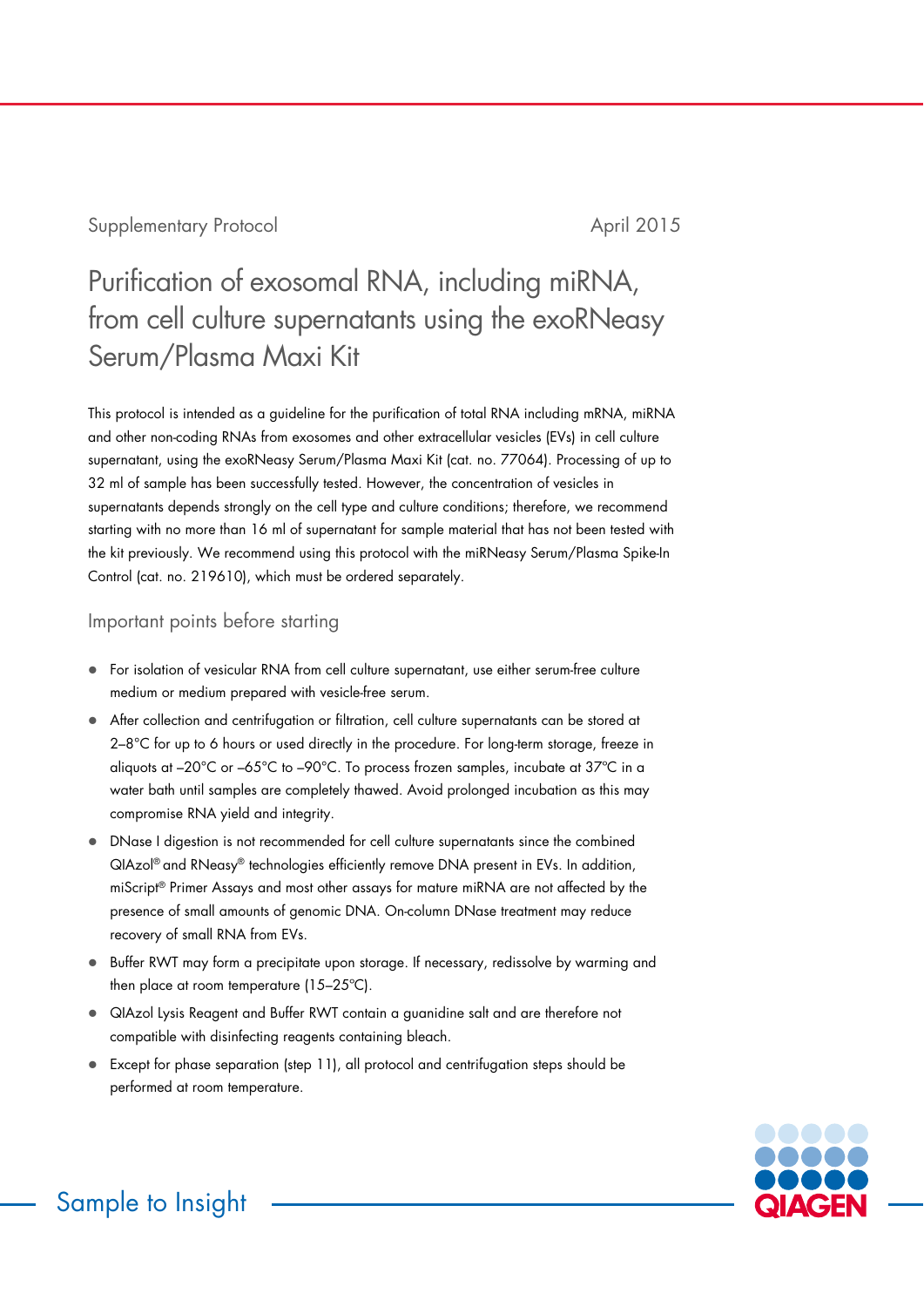Supplementary Protocol

April 2015

# Purification of exosomal RNA, including miRNA, from cell culture supernatants using the exoRNeasy Serum/Plasma Maxi Kit

This protocol is intended as a guideline for the purification of total RNA including mRNA, miRNA and other non-coding RNAs from exosomes and other extracellular vesicles (EVs) in cell culture supernatant, using the exoRNeasy Serum/Plasma Maxi Kit (cat. no. 77064). Processing of up to 32 ml of sample has been successfully tested. However, the concentration of vesicles in supernatants depends strongly on the cell type and culture conditions; therefore, we recommend starting with no more than 16 ml of supernatant for sample material that has not been tested with the kit previously. We recommend using this protocol with the miRNeasy Serum/Plasma Spike-In Control (cat. no. 219610), which must be ordered separately.

## Important points before starting

- For isolation of vesicular RNA from cell culture supernatant, use either serum-free culture medium or medium prepared with vesicle-free serum.
- After collection and centrifugation or filtration, cell culture supernatants can be stored at 2–8°C for up to 6 hours or used directly in the procedure. For long-term storage, freeze in aliquots at –20°C or –65°C to –90°C. To process frozen samples, incubate at 37ºC in a water bath until samples are completely thawed. Avoid prolonged incubation as this may compromise RNA yield and integrity.
- DNase I digestion is not recommended for cell culture supernatants since the combined QIAzol® and RNeasy® technologies efficiently remove DNA present in EVs. In addition, miScript® Primer Assays and most other assays for mature miRNA are not affected by the presence of small amounts of genomic DNA. On-column DNase treatment may reduce recovery of small RNA from EVs.
- Buffer RWT may form a precipitate upon storage. If necessary, redissolve by warming and then place at room temperature (15–25ºC).
- QIAzol Lysis Reagent and Buffer RWT contain a guanidine salt and are therefore not compatible with disinfecting reagents containing bleach.
- Except for phase separation (step 11), all protocol and centrifugation steps should be performed at room temperature.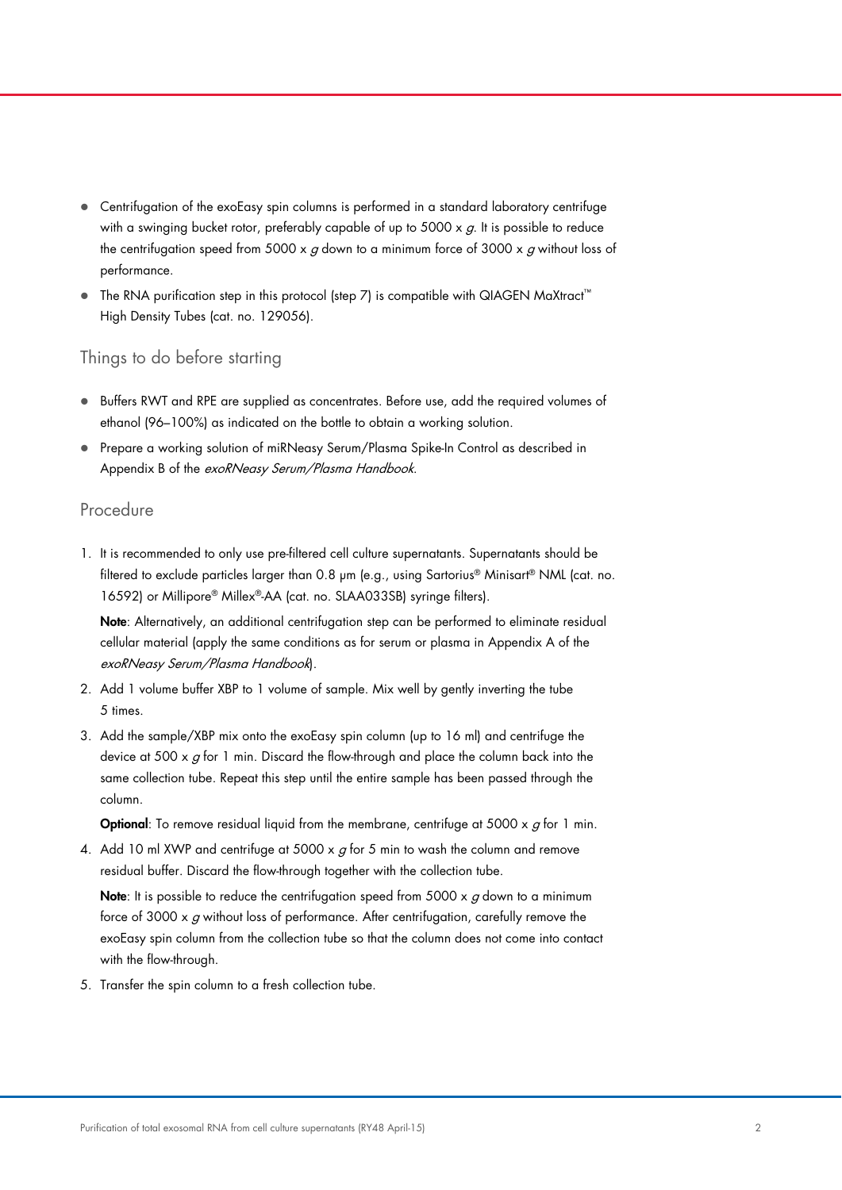- Centrifugation of the exoEasy spin columns is performed in a standard laboratory centrifuge with a swinging bucket rotor, preferably capable of up to 5000 x *g*. It is possible to reduce the centrifugation speed from 5000 x *g* down to a minimum force of 3000 x *g* without loss of performance.
- The RNA purification step in this protocol (step 7) is compatible with QIAGEN MaXtract™ High Density Tubes (cat. no. 129056).

## Things to do before starting

- Buffers RWT and RPE are supplied as concentrates. Before use, add the required volumes of ethanol (96–100%) as indicated on the bottle to obtain a working solution.
- Prepare a working solution of miRNeasy Serum/Plasma Spike-In Control as described in Appendix B of the *exoRNeasy Serum/Plasma Handbook*.

## Procedure

1. It is recommended to only use pre-filtered cell culture supernatants. Supernatants should be filtered to exclude particles larger than 0.8 µm (e.g., using Sartorius® Minisart® NML (cat. no. 16592) or Millipore® Millex®-AA (cat. no. SLAA033SB) syringe filters).

   **Note**: Alternatively, an additional centrifugation step can be performed to eliminate residual cellular material (apply the same conditions as for serum or plasma in Appendix A of the *exoRNeasy Serum/Plasma Handbook*).

2. Add 1 volume buffer XBP to 1 volume of sample. Mix well by gently inverting the tube 5 times.

3. Add the sample/XBP mix onto the exoEasy spin column (up to 16 ml) and centrifuge the device at 500 x *g* for 1 min. Discard the flow-through and place the column back into the same collection tube. Repeat this step until the entire sample has been passed through the column.

   **Optional**: To remove residual liquid from the membrane, centrifuge at 5000 x *g* for 1 min.

4. Add 10 ml XWP and centrifuge at 5000 x *g* for 5 min to wash the column and remove residual buffer. Discard the flow-through together with the collection tube.

   **Note**: It is possible to reduce the centrifugation speed from 5000 x *g* down to a minimum force of 3000 x *g* without loss of performance. After centrifugation, carefully remove the exoEasy spin column from the collection tube so that the column does not come into contact with the flow-through.

5. Transfer the spin column to a fresh collection tube.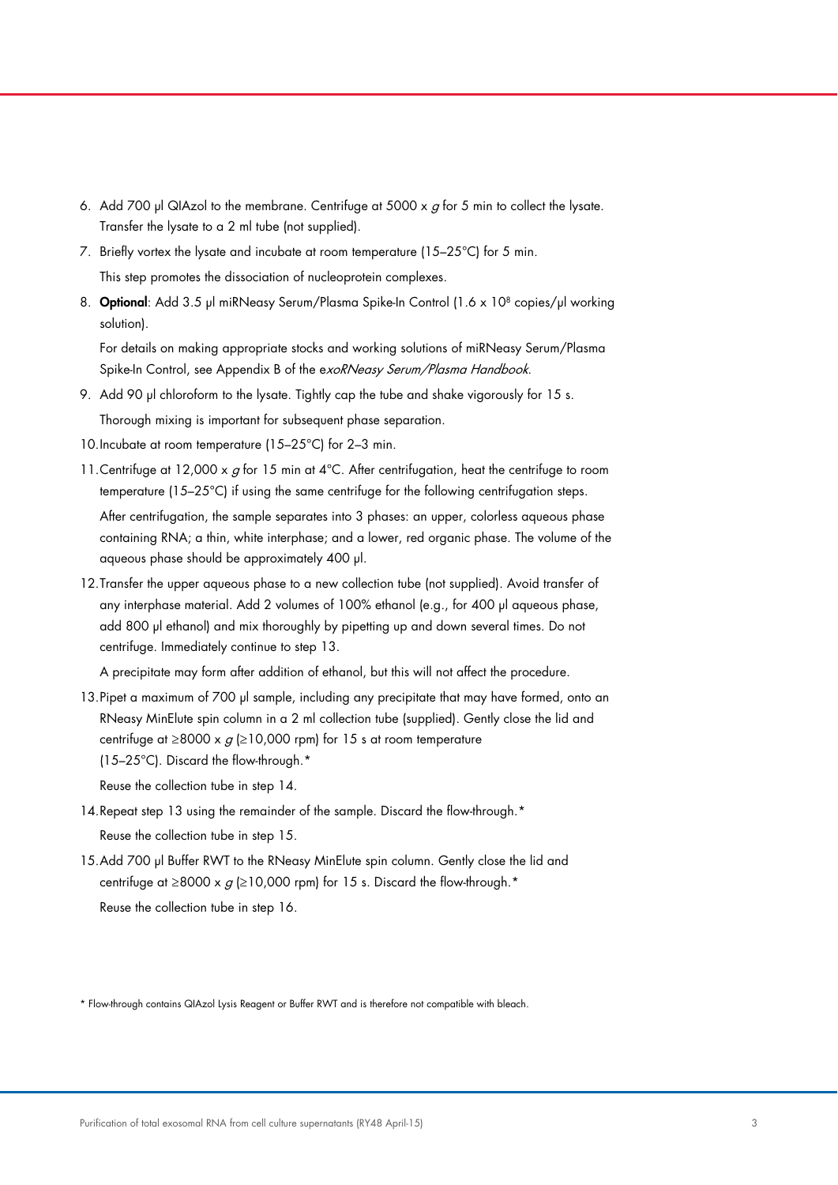6. Add 700 µl QIAzol to the membrane. Centrifuge at 5000 x *g* for 5 min to collect the lysate. Transfer the lysate to a 2 ml tube (not supplied).
7. Briefly vortex the lysate and incubate at room temperature (15–25°C) for 5 min.

   This step promotes the dissociation of nucleoprotein complexes.
8. **Optional**: Add 3.5 µl miRNeasy Serum/Plasma Spike-In Control (1.6 x $10^8$ copies/µl working solution).

   For details on making appropriate stocks and working solutions of miRNeasy Serum/Plasma Spike-In Control, see Appendix B of the *exoRNeasy Serum/Plasma Handbook*.
9. Add 90 µl chloroform to the lysate. Tightly cap the tube and shake vigorously for 15 s.

   Thorough mixing is important for subsequent phase separation.
10. Incubate at room temperature (15–25°C) for 2–3 min.
11. Centrifuge at 12,000 x *g* for 15 min at 4°C. After centrifugation, heat the centrifuge to room temperature (15–25°C) if using the same centrifuge for the following centrifugation steps.

    After centrifugation, the sample separates into 3 phases: an upper, colorless aqueous phase containing RNA; a thin, white interphase; and a lower, red organic phase. The volume of the aqueous phase should be approximately 400 µl.
12. Transfer the upper aqueous phase to a new collection tube (not supplied). Avoid transfer of any interphase material. Add 2 volumes of 100% ethanol (e.g., for 400 µl aqueous phase, add 800 µl ethanol) and mix thoroughly by pipetting up and down several times. Do not centrifuge. Immediately continue to step 13.

    A precipitate may form after addition of ethanol, but this will not affect the procedure.
13. Pipet a maximum of 700 µl sample, including any precipitate that may have formed, onto an RNeasy MinElute spin column in a 2 ml collection tube (supplied). Gently close the lid and centrifuge at ≥8000 x *g* (≥10,000 rpm) for 15 s at room temperature (15–25°C). Discard the flow-through.*

    Reuse the collection tube in step 14.
14. Repeat step 13 using the remainder of the sample. Discard the flow-through.*

    Reuse the collection tube in step 15.
15. Add 700 µl Buffer RWT to the RNeasy MinElute spin column. Gently close the lid and centrifuge at ≥8000 x *g* (≥10,000 rpm) for 15 s. Discard the flow-through.*

    Reuse the collection tube in step 16.

\* Flow-through contains QIAzol Lysis Reagent or Buffer RWT and is therefore not compatible with bleach.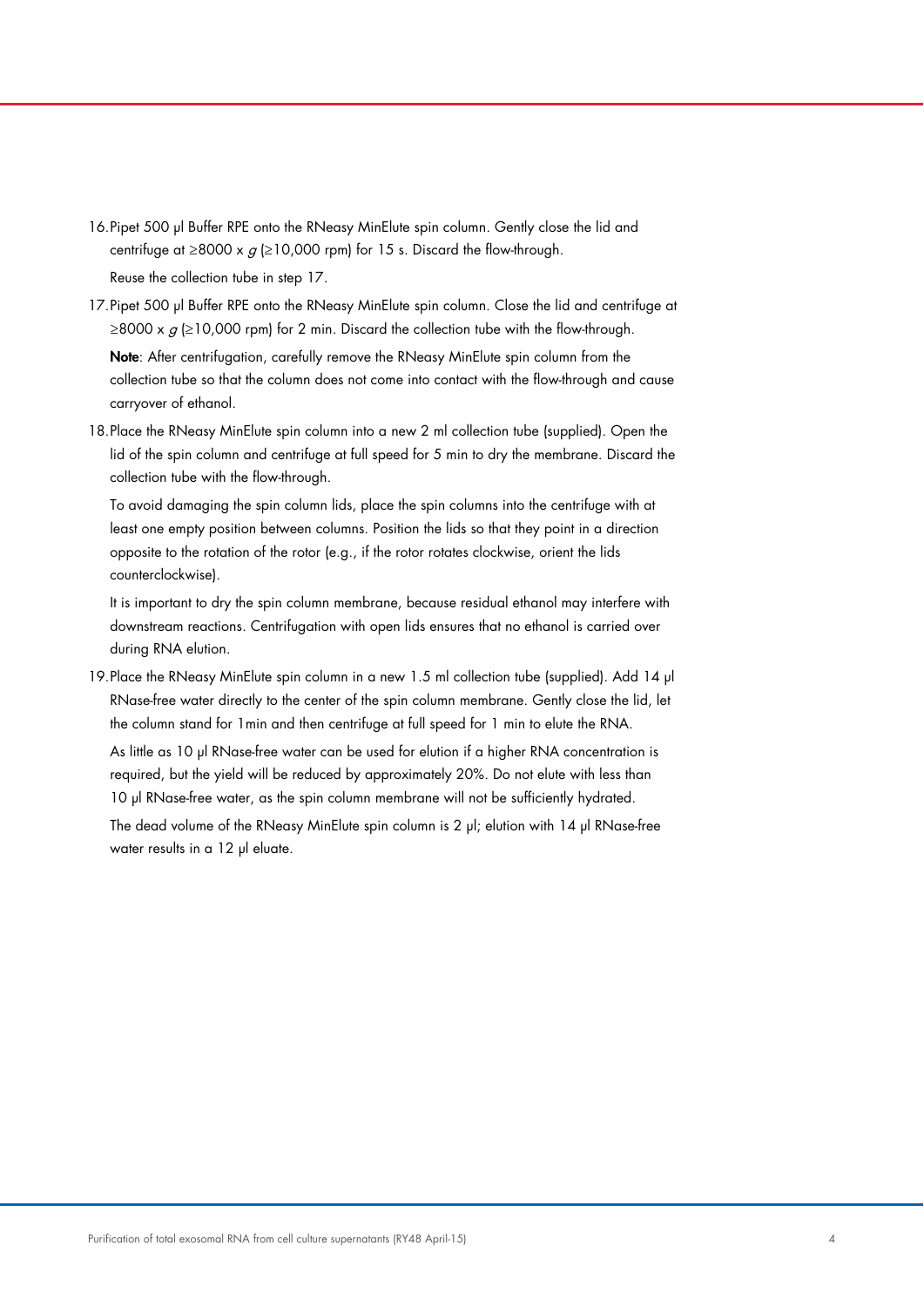16. Pipet 500 µl Buffer RPE onto the RNeasy MinElute spin column. Gently close the lid and centrifuge at ≥8000 x *g* (≥10,000 rpm) for 15 s. Discard the flow-through.

    Reuse the collection tube in step 17.

17. Pipet 500 µl Buffer RPE onto the RNeasy MinElute spin column. Close the lid and centrifuge at ≥8000 x *g* (≥10,000 rpm) for 2 min. Discard the collection tube with the flow-through.

    **Note**: After centrifugation, carefully remove the RNeasy MinElute spin column from the collection tube so that the column does not come into contact with the flow-through and cause carryover of ethanol.

18. Place the RNeasy MinElute spin column into a new 2 ml collection tube (supplied). Open the lid of the spin column and centrifuge at full speed for 5 min to dry the membrane. Discard the collection tube with the flow-through.

    To avoid damaging the spin column lids, place the spin columns into the centrifuge with at least one empty position between columns. Position the lids so that they point in a direction opposite to the rotation of the rotor (e.g., if the rotor rotates clockwise, orient the lids counterclockwise).

    It is important to dry the spin column membrane, because residual ethanol may interfere with downstream reactions. Centrifugation with open lids ensures that no ethanol is carried over during RNA elution.

19. Place the RNeasy MinElute spin column in a new 1.5 ml collection tube (supplied). Add 14 µl RNase-free water directly to the center of the spin column membrane. Gently close the lid, let the column stand for 1min and then centrifuge at full speed for 1 min to elute the RNA.

    As little as 10 µl RNase-free water can be used for elution if a higher RNA concentration is required, but the yield will be reduced by approximately 20%. Do not elute with less than 10 µl RNase-free water, as the spin column membrane will not be sufficiently hydrated.

    The dead volume of the RNeasy MinElute spin column is 2 µl; elution with 14 µl RNase-free water results in a 12 µl eluate.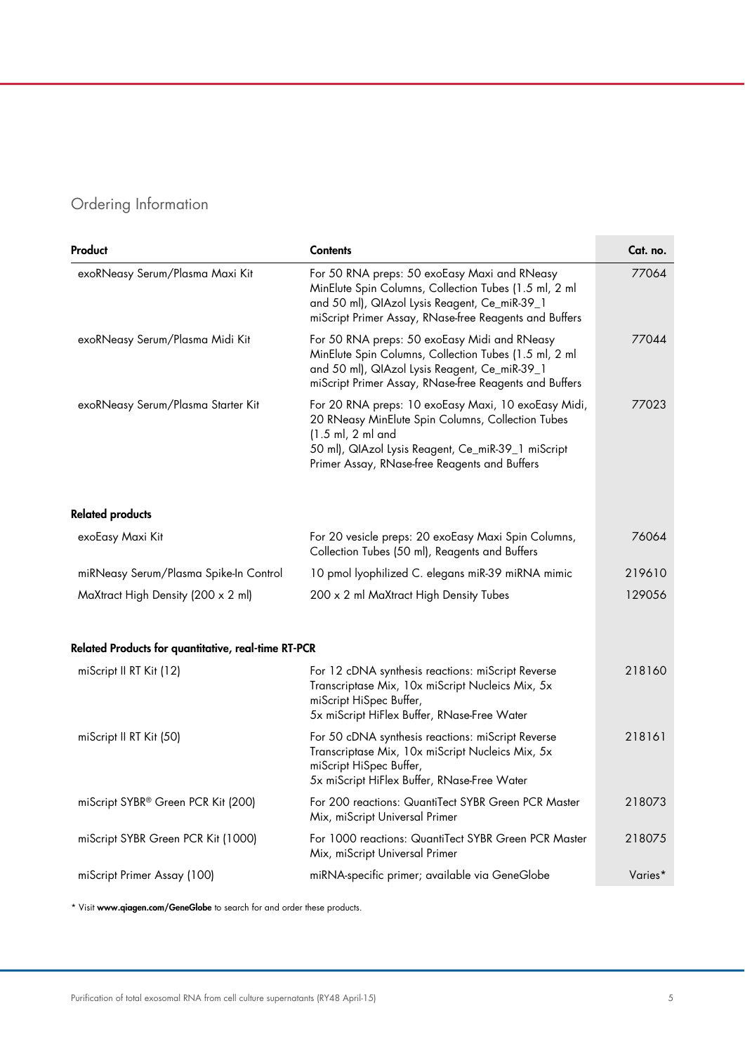## Ordering Information

| Product | Contents | Cat. no. |
|---|---|---|
| exoRNeasy Serum/Plasma Maxi Kit | For 50 RNA preps: 50 exoEasy Maxi and RNeasy MinElute Spin Columns, Collection Tubes (1.5 ml, 2 ml and 50 ml), QIAzol Lysis Reagent, Ce_miR-39_1 miScript Primer Assay, RNase-free Reagents and Buffers | 77064 |
| exoRNeasy Serum/Plasma Midi Kit | For 50 RNA preps: 50 exoEasy Midi and RNeasy MinElute Spin Columns, Collection Tubes (1.5 ml, 2 ml and 50 ml), QIAzol Lysis Reagent, Ce_miR-39_1 miScript Primer Assay, RNase-free Reagents and Buffers | 77044 |
| exoRNeasy Serum/Plasma Starter Kit | For 20 RNA preps: 10 exoEasy Maxi, 10 exoEasy Midi, 20 RNeasy MinElute Spin Columns, Collection Tubes (1.5 ml, 2 ml and 50 ml), QIAzol Lysis Reagent, Ce_miR-39_1 miScript Primer Assay, RNase-free Reagents and Buffers | 77023 |
| **Related products** | | |
| exoEasy Maxi Kit | For 20 vesicle preps: 20 exoEasy Maxi Spin Columns, Collection Tubes (50 ml), Reagents and Buffers | 76064 |
| miRNeasy Serum/Plasma Spike-In Control | 10 pmol lyophilized C. elegans miR-39 miRNA mimic | 219610 |
| MaXtract High Density (200 x 2 ml) | 200 x 2 ml MaXtract High Density Tubes | 129056 |
| **Related Products for quantitative, real-time RT-PCR** | | |
| miScript II RT Kit (12) | For 12 cDNA synthesis reactions: miScript Reverse Transcriptase Mix, 10x miScript Nucleics Mix, 5x miScript HiSpec Buffer, 5x miScript HiFlex Buffer, RNase-Free Water | 218160 |
| miScript II RT Kit (50) | For 50 cDNA synthesis reactions: miScript Reverse Transcriptase Mix, 10x miScript Nucleics Mix, 5x miScript HiSpec Buffer, 5x miScript HiFlex Buffer, RNase-Free Water | 218161 |
| miScript SYBR® Green PCR Kit (200) | For 200 reactions: QuantiTect SYBR Green PCR Master Mix, miScript Universal Primer | 218073 |
| miScript SYBR Green PCR Kit (1000) | For 1000 reactions: QuantiTect SYBR Green PCR Master Mix, miScript Universal Primer | 218075 |
| miScript Primer Assay (100) | miRNA-specific primer; available via GeneGlobe | Varies* |

* Visit **www.qiagen.com/GeneGlobe** to search for and order these products.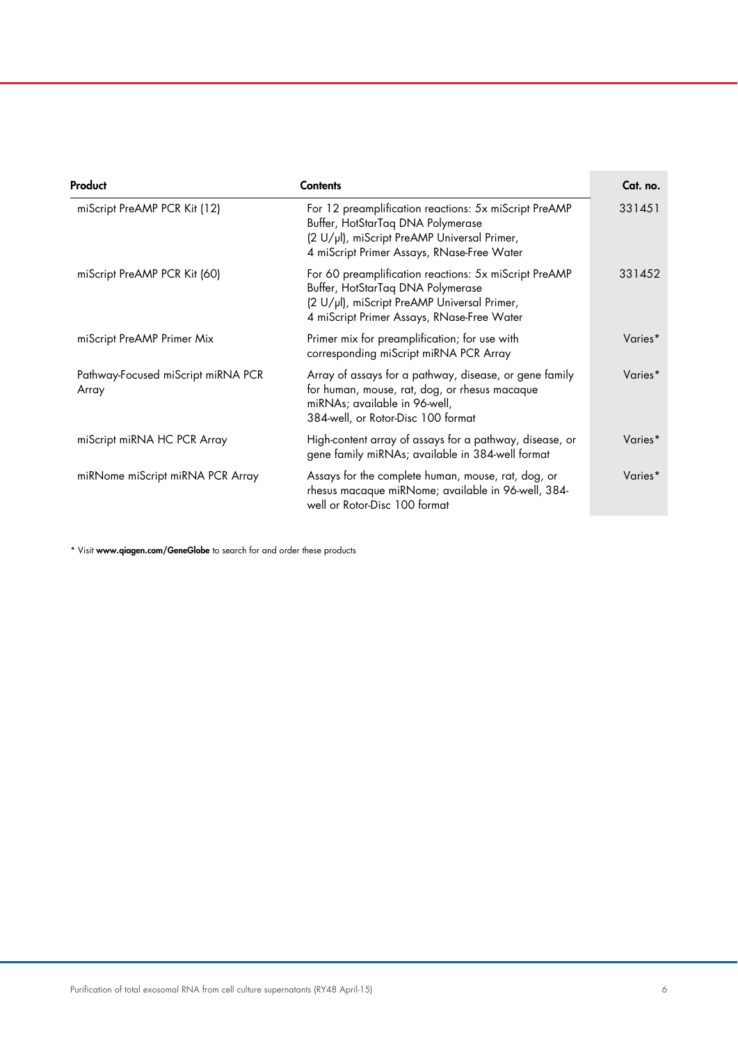| Product | Contents | Cat. no. |
|---|---|---|
| miScript PreAMP PCR Kit (12) | For 12 preamplification reactions: 5x miScript PreAMP Buffer, HotStarTaq DNA Polymerase (2 U/µl), miScript PreAMP Universal Primer, 4 miScript Primer Assays, RNase-Free Water | 331451 |
| miScript PreAMP PCR Kit (60) | For 60 preamplification reactions: 5x miScript PreAMP Buffer, HotStarTaq DNA Polymerase (2 U/µl), miScript PreAMP Universal Primer, 4 miScript Primer Assays, RNase-Free Water | 331452 |
| miScript PreAMP Primer Mix | Primer mix for preamplification; for use with corresponding miScript miRNA PCR Array | Varies* |
| Pathway-Focused miScript miRNA PCR Array | Array of assays for a pathway, disease, or gene family for human, mouse, rat, dog, or rhesus macaque miRNAs; available in 96-well, 384-well, or Rotor-Disc 100 format | Varies* |
| miScript miRNA HC PCR Array | High-content array of assays for a pathway, disease, or gene family miRNAs; available in 384-well format | Varies* |
| miRNome miScript miRNA PCR Array | Assays for the complete human, mouse, rat, dog, or rhesus macaque miRNome; available in 96-well, 384-well or Rotor-Disc 100 format | Varies* |

* Visit **www.qiagen.com/GeneGlobe** to search for and order these products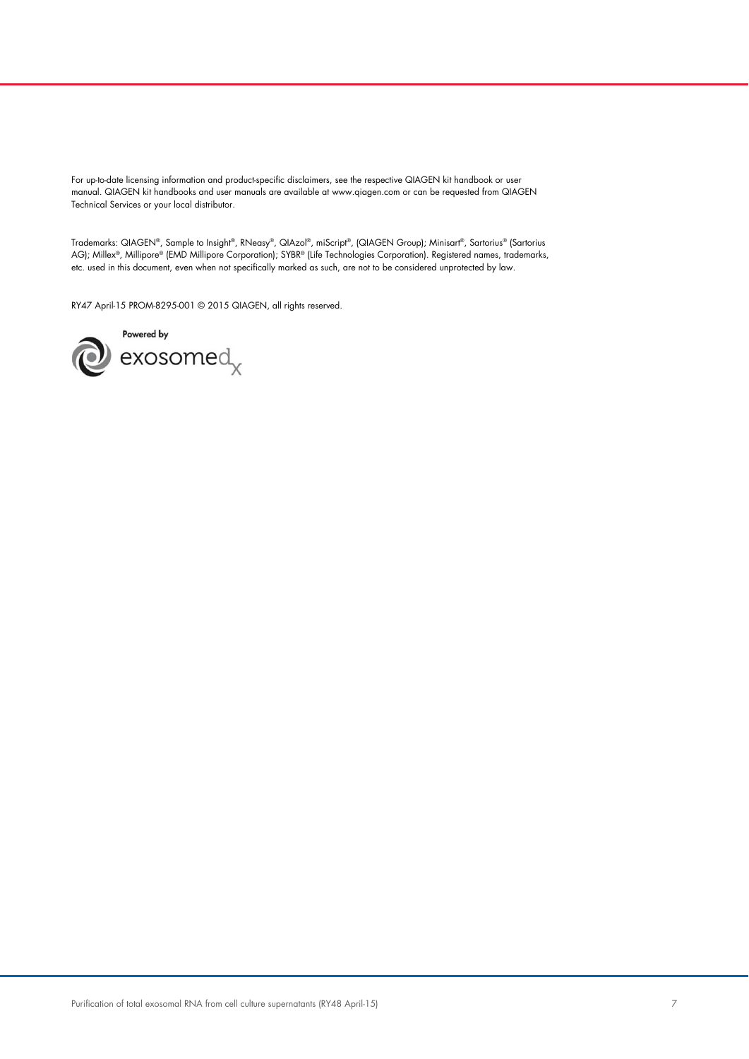For up-to-date licensing information and product-specific disclaimers, see the respective QIAGEN kit handbook or user manual. QIAGEN kit handbooks and user manuals are available at www.qiagen.com or can be requested from QIAGEN Technical Services or your local distributor.

Trademarks: QIAGEN®, Sample to Insight®, RNeasy®, QIAzol®, miScript®, (QIAGEN Group); Minisart®, Sartorius® (Sartorius AG); Millex®, Millipore® (EMD Millipore Corporation); SYBR® (Life Technologies Corporation). Registered names, trademarks, etc. used in this document, even when not specifically marked as such, are not to be considered unprotected by law.

RY47 April-15 PROM-8295-001 © 2015 QIAGEN, all rights reserved.

Powered by exosomedx